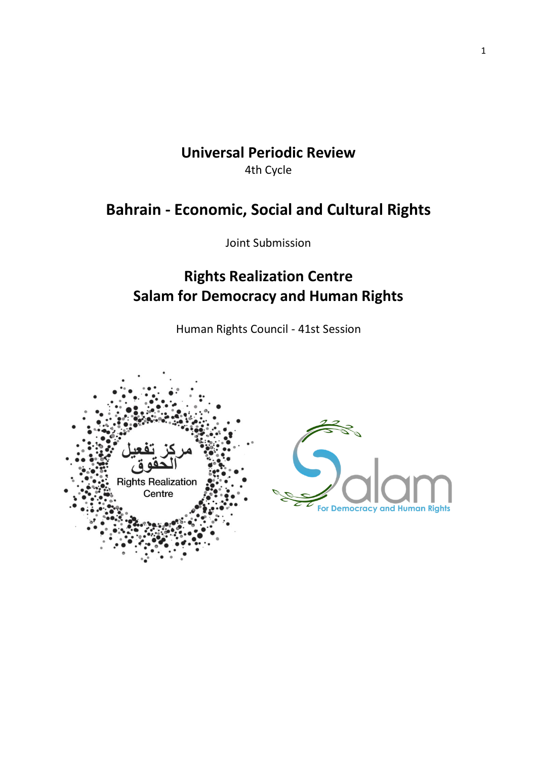# Universal Periodic Review

4th Cycle

## Bahrain - Economic, Social and Cultural Rights

Joint Submission

## Rights Realization Centre
## Salam for Democracy and Human Rights

Human Rights Council - 41st Session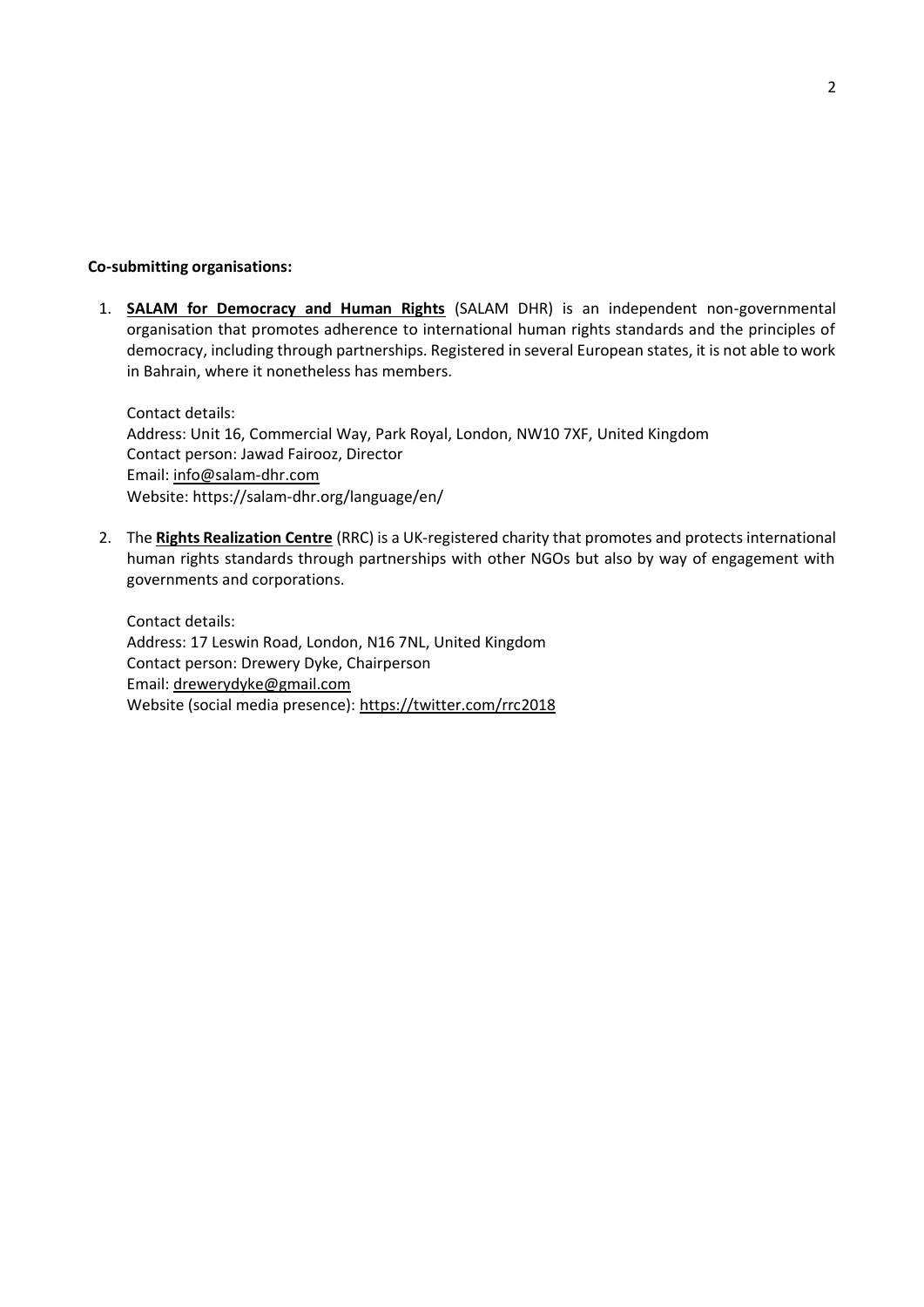**Co-submitting organisations:**

1. **SALAM for Democracy and Human Rights** (SALAM DHR) is an independent non-governmental organisation that promotes adherence to international human rights standards and the principles of democracy, including through partnerships. Registered in several European states, it is not able to work in Bahrain, where it nonetheless has members.

   Contact details:
   Address: Unit 16, Commercial Way, Park Royal, London, NW10 7XF, United Kingdom
   Contact person: Jawad Fairooz, Director
   Email: info@salam-dhr.com
   Website: https://salam-dhr.org/language/en/

2. The **Rights Realization Centre** (RRC) is a UK-registered charity that promotes and protects international human rights standards through partnerships with other NGOs but also by way of engagement with governments and corporations.

   Contact details:
   Address: 17 Leswin Road, London, N16 7NL, United Kingdom
   Contact person: Drewery Dyke, Chairperson
   Email: drewerydyke@gmail.com
   Website (social media presence): https://twitter.com/rrc2018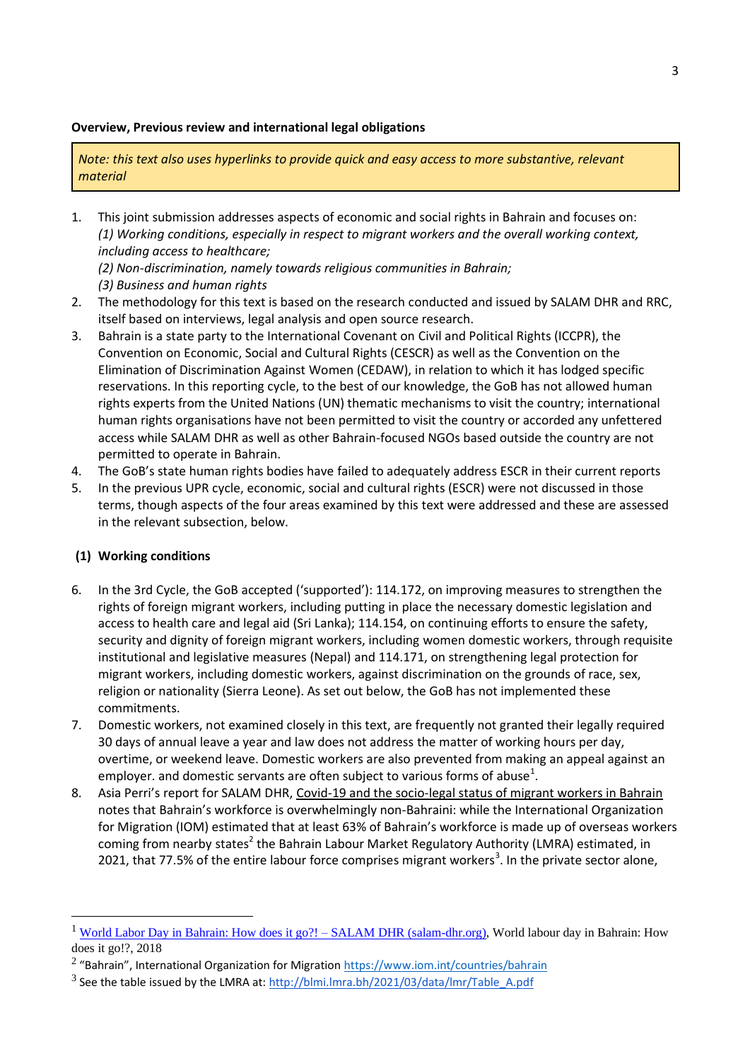**Overview, Previous review and international legal obligations**

> *Note: this text also uses hyperlinks to provide quick and easy access to more substantive, relevant material*

1. This joint submission addresses aspects of economic and social rights in Bahrain and focuses on:
   *(1) Working conditions, especially in respect to migrant workers and the overall working context, including access to healthcare;*
   *(2) Non-discrimination, namely towards religious communities in Bahrain;*
   *(3) Business and human rights*
2. The methodology for this text is based on the research conducted and issued by SALAM DHR and RRC, itself based on interviews, legal analysis and open source research.
3. Bahrain is a state party to the International Covenant on Civil and Political Rights (ICCPR), the Convention on Economic, Social and Cultural Rights (CESCR) as well as the Convention on the Elimination of Discrimination Against Women (CEDAW), in relation to which it has lodged specific reservations. In this reporting cycle, to the best of our knowledge, the GoB has not allowed human rights experts from the United Nations (UN) thematic mechanisms to visit the country; international human rights organisations have not been permitted to visit the country or accorded any unfettered access while SALAM DHR as well as other Bahrain-focused NGOs based outside the country are not permitted to operate in Bahrain.
4. The GoB's state human rights bodies have failed to adequately address ESCR in their current reports
5. In the previous UPR cycle, economic, social and cultural rights (ESCR) were not discussed in those terms, though aspects of the four areas examined by this text were addressed and these are assessed in the relevant subsection, below.

**(1) Working conditions**

6. In the 3rd Cycle, the GoB accepted ('supported'): 114.172, on improving measures to strengthen the rights of foreign migrant workers, including putting in place the necessary domestic legislation and access to health care and legal aid (Sri Lanka); 114.154, on continuing efforts to ensure the safety, security and dignity of foreign migrant workers, including women domestic workers, through requisite institutional and legislative measures (Nepal) and 114.171, on strengthening legal protection for migrant workers, including domestic workers, against discrimination on the grounds of race, sex, religion or nationality (Sierra Leone). As set out below, the GoB has not implemented these commitments.
7. Domestic workers, not examined closely in this text, are frequently not granted their legally required 30 days of annual leave a year and law does not address the matter of working hours per day, overtime, or weekend leave. Domestic workers are also prevented from making an appeal against an employer. and domestic servants are often subject to various forms of abuse[1].
8. Asia Perri's report for SALAM DHR, Covid-19 and the socio-legal status of migrant workers in Bahrain notes that Bahrain's workforce is overwhelmingly non-Bahraini: while the International Organization for Migration (IOM) estimated that at least 63% of Bahrain's workforce is made up of overseas workers coming from nearby states[2] the Bahrain Labour Market Regulatory Authority (LMRA) estimated, in 2021, that 77.5% of the entire labour force comprises migrant workers[3]. In the private sector alone,

---

[1] World Labor Day in Bahrain: How does it go?! – SALAM DHR (salam-dhr.org), World labour day in Bahrain: How does it go!?, 2018

[2] "Bahrain", International Organization for Migration https://www.iom.int/countries/bahrain

[3] See the table issued by the LMRA at: http://blmi.lmra.bh/2021/03/data/lmr/Table_A.pdf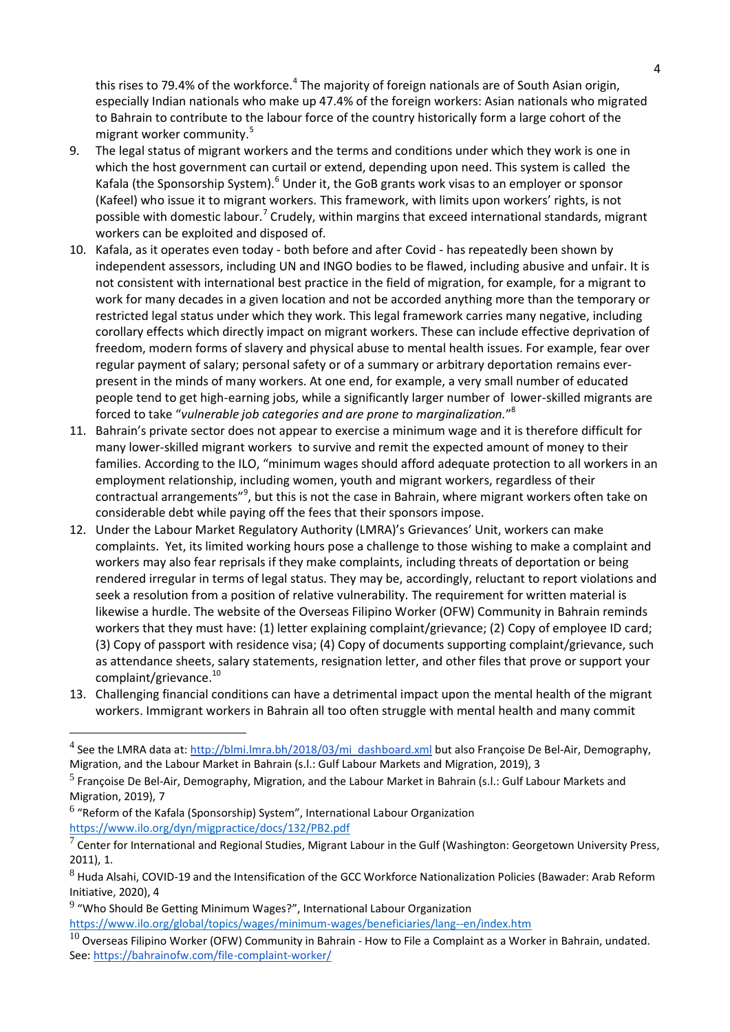this rises to 79.4% of the workforce.[4] The majority of foreign nationals are of South Asian origin, especially Indian nationals who make up 47.4% of the foreign workers: Asian nationals who migrated to Bahrain to contribute to the labour force of the country historically form a large cohort of the migrant worker community.[5]

9. The legal status of migrant workers and the terms and conditions under which they work is one in which the host government can curtail or extend, depending upon need. This system is called the Kafala (the Sponsorship System).[6] Under it, the GoB grants work visas to an employer or sponsor (Kafeel) who issue it to migrant workers. This framework, with limits upon workers' rights, is not possible with domestic labour.[7] Crudely, within margins that exceed international standards, migrant workers can be exploited and disposed of.
10. Kafala, as it operates even today - both before and after Covid - has repeatedly been shown by independent assessors, including UN and INGO bodies to be flawed, including abusive and unfair. It is not consistent with international best practice in the field of migration, for example, for a migrant to work for many decades in a given location and not be accorded anything more than the temporary or restricted legal status under which they work. This legal framework carries many negative, including corollary effects which directly impact on migrant workers. These can include effective deprivation of freedom, modern forms of slavery and physical abuse to mental health issues. For example, fear over regular payment of salary; personal safety or of a summary or arbitrary deportation remains ever-present in the minds of many workers. At one end, for example, a very small number of educated people tend to get high-earning jobs, while a significantly larger number of lower-skilled migrants are forced to take "*vulnerable job categories and are prone to marginalization.*"[8]
11. Bahrain's private sector does not appear to exercise a minimum wage and it is therefore difficult for many lower-skilled migrant workers to survive and remit the expected amount of money to their families. According to the ILO, "minimum wages should afford adequate protection to all workers in an employment relationship, including women, youth and migrant workers, regardless of their contractual arrangements"[9], but this is not the case in Bahrain, where migrant workers often take on considerable debt while paying off the fees that their sponsors impose.
12. Under the Labour Market Regulatory Authority (LMRA)'s Grievances' Unit, workers can make complaints. Yet, its limited working hours pose a challenge to those wishing to make a complaint and workers may also fear reprisals if they make complaints, including threats of deportation or being rendered irregular in terms of legal status. They may be, accordingly, reluctant to report violations and seek a resolution from a position of relative vulnerability. The requirement for written material is likewise a hurdle. The website of the Overseas Filipino Worker (OFW) Community in Bahrain reminds workers that they must have: (1) letter explaining complaint/grievance; (2) Copy of employee ID card; (3) Copy of passport with residence visa; (4) Copy of documents supporting complaint/grievance, such as attendance sheets, salary statements, resignation letter, and other files that prove or support your complaint/grievance.[10]
13. Challenging financial conditions can have a detrimental impact upon the mental health of the migrant workers. Immigrant workers in Bahrain all too often struggle with mental health and many commit

---

[4] See the LMRA data at: http://blmi.lmra.bh/2018/03/mi_dashboard.xml but also Françoise De Bel-Air, Demography, Migration, and the Labour Market in Bahrain (s.l.: Gulf Labour Markets and Migration, 2019), 3

[5] Françoise De Bel-Air, Demography, Migration, and the Labour Market in Bahrain (s.l.: Gulf Labour Markets and Migration, 2019), 7

[6] "Reform of the Kafala (Sponsorship) System", International Labour Organization https://www.ilo.org/dyn/migpractice/docs/132/PB2.pdf

[7] Center for International and Regional Studies, Migrant Labour in the Gulf (Washington: Georgetown University Press, 2011), 1.

[8] Huda Alsahi, COVID-19 and the Intensification of the GCC Workforce Nationalization Policies (Bawader: Arab Reform Initiative, 2020), 4

[9] "Who Should Be Getting Minimum Wages?", International Labour Organization https://www.ilo.org/global/topics/wages/minimum-wages/beneficiaries/lang--en/index.htm

[10] Overseas Filipino Worker (OFW) Community in Bahrain - How to File a Complaint as a Worker in Bahrain, undated. See: https://bahrainofw.com/file-complaint-worker/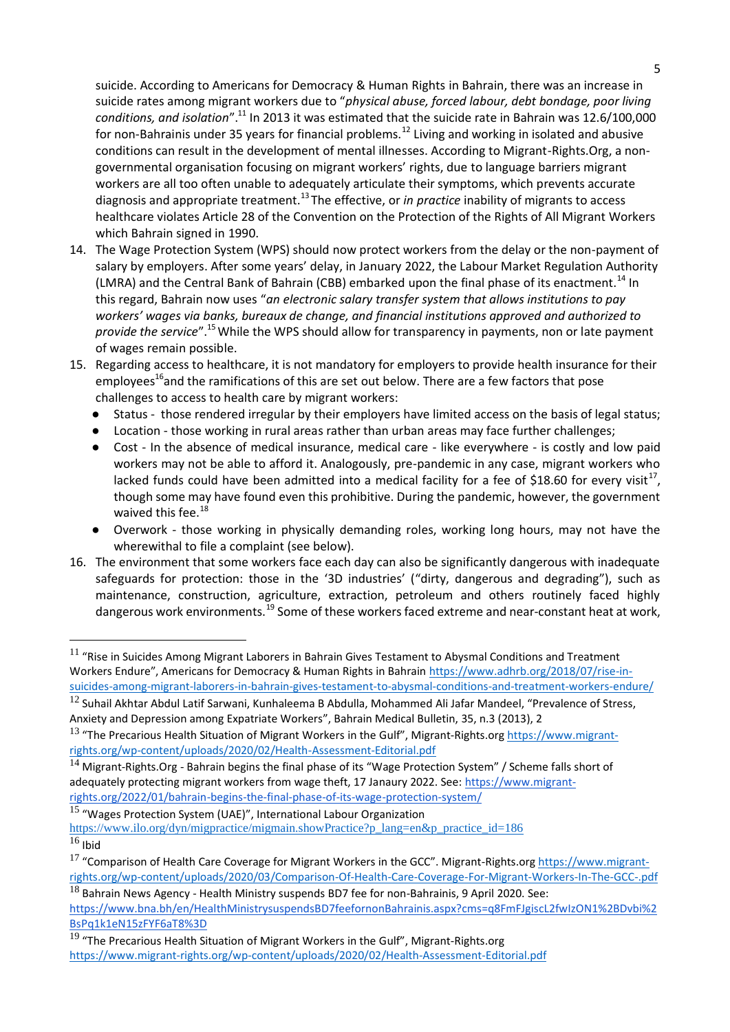suicide. According to Americans for Democracy & Human Rights in Bahrain, there was an increase in suicide rates among migrant workers due to "*physical abuse, forced labour, debt bondage, poor living conditions, and isolation*".[11] In 2013 it was estimated that the suicide rate in Bahrain was 12.6/100,000 for non-Bahrainis under 35 years for financial problems.[12] Living and working in isolated and abusive conditions can result in the development of mental illnesses. According to Migrant-Rights.Org, a non-governmental organisation focusing on migrant workers' rights, due to language barriers migrant workers are all too often unable to adequately articulate their symptoms, which prevents accurate diagnosis and appropriate treatment.[13] The effective, or *in practice* inability of migrants to access healthcare violates Article 28 of the Convention on the Protection of the Rights of All Migrant Workers which Bahrain signed in 1990.

14. The Wage Protection System (WPS) should now protect workers from the delay or the non-payment of salary by employers. After some years' delay, in January 2022, the Labour Market Regulation Authority (LMRA) and the Central Bank of Bahrain (CBB) embarked upon the final phase of its enactment.[14] In this regard, Bahrain now uses "*an electronic salary transfer system that allows institutions to pay workers' wages via banks, bureaux de change, and financial institutions approved and authorized to provide the service*".[15] While the WPS should allow for transparency in payments, non or late payment of wages remain possible.
15. Regarding access to healthcare, it is not mandatory for employers to provide health insurance for their employees[16] and the ramifications of this are set out below. There are a few factors that pose challenges to access to health care by migrant workers:
    - Status - those rendered irregular by their employers have limited access on the basis of legal status;
    - Location - those working in rural areas rather than urban areas may face further challenges;
    - Cost - In the absence of medical insurance, medical care - like everywhere - is costly and low paid workers may not be able to afford it. Analogously, pre-pandemic in any case, migrant workers who lacked funds could have been admitted into a medical facility for a fee of $18.60 for every visit[17], though some may have found even this prohibitive. During the pandemic, however, the government waived this fee.[18]
    - Overwork - those working in physically demanding roles, working long hours, may not have the wherewithal to file a complaint (see below).
16. The environment that some workers face each day can also be significantly dangerous with inadequate safeguards for protection: those in the '3D industries' ("dirty, dangerous and degrading"), such as maintenance, construction, agriculture, extraction, petroleum and others routinely faced highly dangerous work environments.[19] Some of these workers faced extreme and near-constant heat at work,

---

[11] "Rise in Suicides Among Migrant Laborers in Bahrain Gives Testament to Abysmal Conditions and Treatment Workers Endure", Americans for Democracy & Human Rights in Bahrain https://www.adhrb.org/2018/07/rise-in-suicides-among-migrant-laborers-in-bahrain-gives-testament-to-abysmal-conditions-and-treatment-workers-endure/

[12] Suhail Akhtar Abdul Latif Sarwani, Kunhaleema B Abdulla, Mohammed Ali Jafar Mandeel, "Prevalence of Stress, Anxiety and Depression among Expatriate Workers", Bahrain Medical Bulletin, 35, n.3 (2013), 2

[13] "The Precarious Health Situation of Migrant Workers in the Gulf", Migrant-Rights.org https://www.migrant-rights.org/wp-content/uploads/2020/02/Health-Assessment-Editorial.pdf

[14] Migrant-Rights.Org - Bahrain begins the final phase of its "Wage Protection System" / Scheme falls short of adequately protecting migrant workers from wage theft, 17 Janaury 2022. See: https://www.migrant-rights.org/2022/01/bahrain-begins-the-final-phase-of-its-wage-protection-system/

[15] "Wages Protection System (UAE)", International Labour Organization https://www.ilo.org/dyn/migpractice/migmain.showPractice?p_lang=en&p_practice_id=186

[16] Ibid

[17] "Comparison of Health Care Coverage for Migrant Workers in the GCC". Migrant-Rights.org https://www.migrant-rights.org/wp-content/uploads/2020/03/Comparison-Of-Health-Care-Coverage-For-Migrant-Workers-In-The-GCC-.pdf

[18] Bahrain News Agency - Health Ministry suspends BD7 fee for non-Bahrainis, 9 April 2020. See: https://www.bna.bh/en/HealthMinistrysuspendsBD7feefornonBahrainis.aspx?cms=q8FmFJgiscL2fwIzON1%2BDvbi%2BsPq1k1eN15zFYF6aT8%3D

[19] "The Precarious Health Situation of Migrant Workers in the Gulf", Migrant-Rights.org https://www.migrant-rights.org/wp-content/uploads/2020/02/Health-Assessment-Editorial.pdf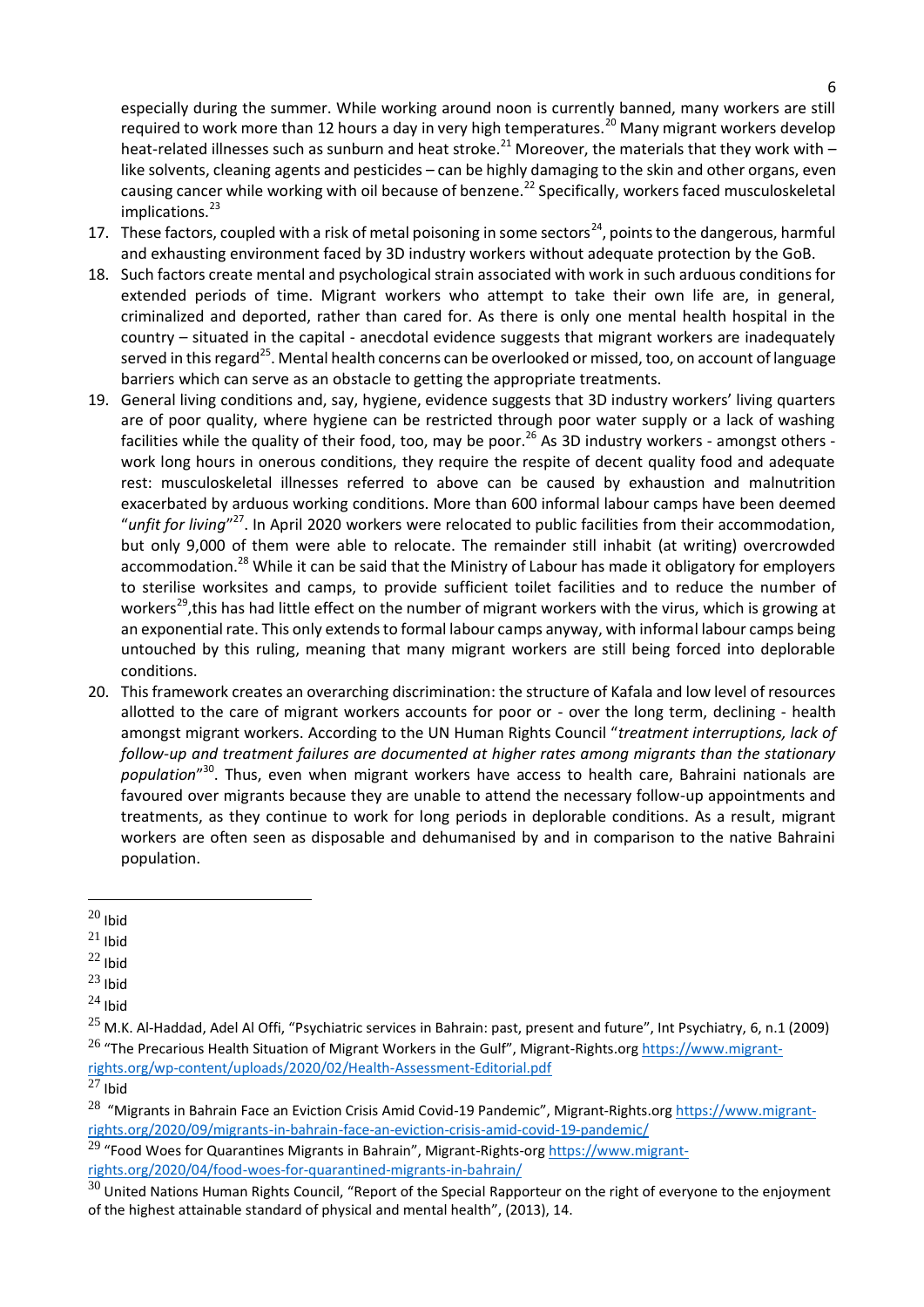especially during the summer. While working around noon is currently banned, many workers are still required to work more than 12 hours a day in very high temperatures.[20] Many migrant workers develop heat-related illnesses such as sunburn and heat stroke.[21] Moreover, the materials that they work with – like solvents, cleaning agents and pesticides – can be highly damaging to the skin and other organs, even causing cancer while working with oil because of benzene.[22] Specifically, workers faced musculoskeletal implications.[23]

17. These factors, coupled with a risk of metal poisoning in some sectors[24], points to the dangerous, harmful and exhausting environment faced by 3D industry workers without adequate protection by the GoB.
18. Such factors create mental and psychological strain associated with work in such arduous conditions for extended periods of time. Migrant workers who attempt to take their own life are, in general, criminalized and deported, rather than cared for. As there is only one mental health hospital in the country – situated in the capital - anecdotal evidence suggests that migrant workers are inadequately served in this regard[25]. Mental health concerns can be overlooked or missed, too, on account of language barriers which can serve as an obstacle to getting the appropriate treatments.
19. General living conditions and, say, hygiene, evidence suggests that 3D industry workers' living quarters are of poor quality, where hygiene can be restricted through poor water supply or a lack of washing facilities while the quality of their food, too, may be poor.[26] As 3D industry workers - amongst others - work long hours in onerous conditions, they require the respite of decent quality food and adequate rest: musculoskeletal illnesses referred to above can be caused by exhaustion and malnutrition exacerbated by arduous working conditions. More than 600 informal labour camps have been deemed "*unfit for living*"[27]. In April 2020 workers were relocated to public facilities from their accommodation, but only 9,000 of them were able to relocate. The remainder still inhabit (at writing) overcrowded accommodation.[28] While it can be said that the Ministry of Labour has made it obligatory for employers to sterilise worksites and camps, to provide sufficient toilet facilities and to reduce the number of workers[29],this has had little effect on the number of migrant workers with the virus, which is growing at an exponential rate. This only extends to formal labour camps anyway, with informal labour camps being untouched by this ruling, meaning that many migrant workers are still being forced into deplorable conditions.
20. This framework creates an overarching discrimination: the structure of Kafala and low level of resources allotted to the care of migrant workers accounts for poor or - over the long term, declining - health amongst migrant workers. According to the UN Human Rights Council "*treatment interruptions, lack of follow-up and treatment failures are documented at higher rates among migrants than the stationary population*"[30]. Thus, even when migrant workers have access to health care, Bahraini nationals are favoured over migrants because they are unable to attend the necessary follow-up appointments and treatments, as they continue to work for long periods in deplorable conditions. As a result, migrant workers are often seen as disposable and dehumanised by and in comparison to the native Bahraini population.

---

[20] Ibid

[21] Ibid

[22] Ibid

[23] Ibid

[24] Ibid

[25] M.K. Al-Haddad, Adel Al Offi, "Psychiatric services in Bahrain: past, present and future", Int Psychiatry, 6, n.1 (2009)

[26] "The Precarious Health Situation of Migrant Workers in the Gulf", Migrant-Rights.org https://www.migrant-rights.org/wp-content/uploads/2020/02/Health-Assessment-Editorial.pdf

[27] Ibid

[28] "Migrants in Bahrain Face an Eviction Crisis Amid Covid-19 Pandemic", Migrant-Rights.org https://www.migrant-rights.org/2020/09/migrants-in-bahrain-face-an-eviction-crisis-amid-covid-19-pandemic/

[29] "Food Woes for Quarantines Migrants in Bahrain", Migrant-Rights-org https://www.migrant-rights.org/2020/04/food-woes-for-quarantined-migrants-in-bahrain/

[30] United Nations Human Rights Council, "Report of the Special Rapporteur on the right of everyone to the enjoyment of the highest attainable standard of physical and mental health", (2013), 14.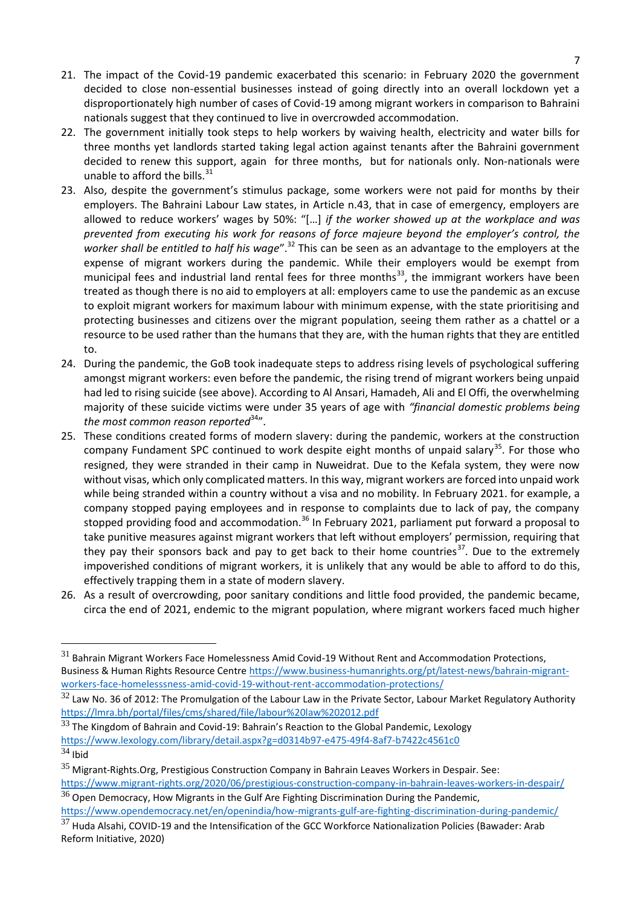21. The impact of the Covid-19 pandemic exacerbated this scenario: in February 2020 the government decided to close non-essential businesses instead of going directly into an overall lockdown yet a disproportionately high number of cases of Covid-19 among migrant workers in comparison to Bahraini nationals suggest that they continued to live in overcrowded accommodation.
22. The government initially took steps to help workers by waiving health, electricity and water bills for three months yet landlords started taking legal action against tenants after the Bahraini government decided to renew this support, again for three months, but for nationals only. Non-nationals were unable to afford the bills.[31]
23. Also, despite the government's stimulus package, some workers were not paid for months by their employers. The Bahraini Labour Law states, in Article n.43, that in case of emergency, employers are allowed to reduce workers' wages by 50%: "[…] *if the worker showed up at the workplace and was prevented from executing his work for reasons of force majeure beyond the employer's control, the worker shall be entitled to half his wage*".[32] This can be seen as an advantage to the employers at the expense of migrant workers during the pandemic. While their employers would be exempt from municipal fees and industrial land rental fees for three months[33], the immigrant workers have been treated as though there is no aid to employers at all: employers came to use the pandemic as an excuse to exploit migrant workers for maximum labour with minimum expense, with the state prioritising and protecting businesses and citizens over the migrant population, seeing them rather as a chattel or a resource to be used rather than the humans that they are, with the human rights that they are entitled to.
24. During the pandemic, the GoB took inadequate steps to address rising levels of psychological suffering amongst migrant workers: even before the pandemic, the rising trend of migrant workers being unpaid had led to rising suicide (see above). According to Al Ansari, Hamadeh, Ali and El Offi, the overwhelming majority of these suicide victims were under 35 years of age with *"financial domestic problems being the most common reason reported*[34]*"*.
25. These conditions created forms of modern slavery: during the pandemic, workers at the construction company Fundament SPC continued to work despite eight months of unpaid salary[35]. For those who resigned, they were stranded in their camp in Nuweidrat. Due to the Kefala system, they were now without visas, which only complicated matters. In this way, migrant workers are forced into unpaid work while being stranded within a country without a visa and no mobility. In February 2021. for example, a company stopped paying employees and in response to complaints due to lack of pay, the company stopped providing food and accommodation.[36] In February 2021, parliament put forward a proposal to take punitive measures against migrant workers that left without employers' permission, requiring that they pay their sponsors back and pay to get back to their home countries[37]. Due to the extremely impoverished conditions of migrant workers, it is unlikely that any would be able to afford to do this, effectively trapping them in a state of modern slavery.
26. As a result of overcrowding, poor sanitary conditions and little food provided, the pandemic became, circa the end of 2021, endemic to the migrant population, where migrant workers faced much higher

---

[31] Bahrain Migrant Workers Face Homelessness Amid Covid-19 Without Rent and Accommodation Protections, Business & Human Rights Resource Centre https://www.business-humanrights.org/pt/latest-news/bahrain-migrant-workers-face-homelesssness-amid-covid-19-without-rent-accommodation-protections/

[32] Law No. 36 of 2012: The Promulgation of the Labour Law in the Private Sector, Labour Market Regulatory Authority https://lmra.bh/portal/files/cms/shared/file/labour%20law%202012.pdf

[33] The Kingdom of Bahrain and Covid-19: Bahrain's Reaction to the Global Pandemic, Lexology https://www.lexology.com/library/detail.aspx?g=d0314b97-e475-49f4-8af7-b7422c4561c0

[34] Ibid

[35] Migrant-Rights.Org, Prestigious Construction Company in Bahrain Leaves Workers in Despair. See: https://www.migrant-rights.org/2020/06/prestigious-construction-company-in-bahrain-leaves-workers-in-despair/

[36] Open Democracy, How Migrants in the Gulf Are Fighting Discrimination During the Pandemic, https://www.opendemocracy.net/en/openindia/how-migrants-gulf-are-fighting-discrimination-during-pandemic/

[37] Huda Alsahi, COVID-19 and the Intensification of the GCC Workforce Nationalization Policies (Bawader: Arab Reform Initiative, 2020)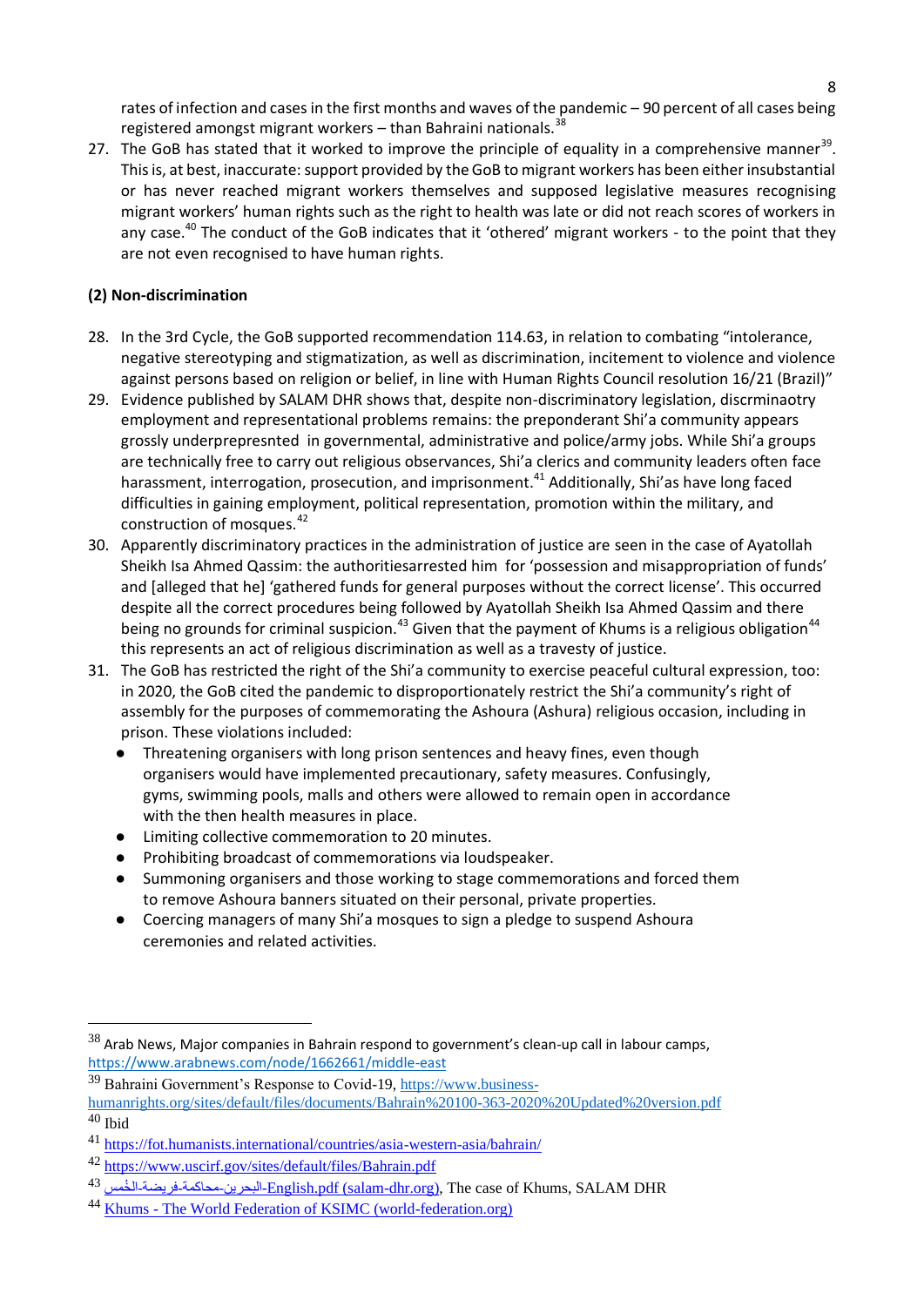rates of infection and cases in the first months and waves of the pandemic – 90 percent of all cases being registered amongst migrant workers – than Bahraini nationals.[38]

27. The GoB has stated that it worked to improve the principle of equality in a comprehensive manner[39]. This is, at best, inaccurate: support provided by the GoB to migrant workers has been either insubstantial or has never reached migrant workers themselves and supposed legislative measures recognising migrant workers' human rights such as the right to health was late or did not reach scores of workers in any case.[40] The conduct of the GoB indicates that it 'othered' migrant workers - to the point that they are not even recognised to have human rights.

**(2) Non-discrimination**

28. In the 3rd Cycle, the GoB supported recommendation 114.63, in relation to combating "intolerance, negative stereotyping and stigmatization, as well as discrimination, incitement to violence and violence against persons based on religion or belief, in line with Human Rights Council resolution 16/21 (Brazil)"
29. Evidence published by SALAM DHR shows that, despite non-discriminatory legislation, discrminaotry employment and representational problems remains: the preponderant Shi'a community appears grossly underprepresnted in governmental, administrative and police/army jobs. While Shi'a groups are technically free to carry out religious observances, Shi'a clerics and community leaders often face harassment, interrogation, prosecution, and imprisonment.[41] Additionally, Shi'as have long faced difficulties in gaining employment, political representation, promotion within the military, and construction of mosques.[42]
30. Apparently discriminatory practices in the administration of justice are seen in the case of Ayatollah Sheikh Isa Ahmed Qassim: the authoritiesarrested him for 'possession and misappropriation of funds' and [alleged that he] 'gathered funds for general purposes without the correct license'. This occurred despite all the correct procedures being followed by Ayatollah Sheikh Isa Ahmed Qassim and there being no grounds for criminal suspicion.[43] Given that the payment of Khums is a religious obligation[44] this represents an act of religious discrimination as well as a travesty of justice.
31. The GoB has restricted the right of the Shi'a community to exercise peaceful cultural expression, too: in 2020, the GoB cited the pandemic to disproportionately restrict the Shi'a community's right of assembly for the purposes of commemorating the Ashoura (Ashura) religious occasion, including in prison. These violations included:
    - Threatening organisers with long prison sentences and heavy fines, even though organisers would have implemented precautionary, safety measures. Confusingly, gyms, swimming pools, malls and others were allowed to remain open in accordance with the then health measures in place.
    - Limiting collective commemoration to 20 minutes.
    - Prohibiting broadcast of commemorations via loudspeaker.
    - Summoning organisers and those working to stage commemorations and forced them to remove Ashoura banners situated on their personal, private properties.
    - Coercing managers of many Shi'a mosques to sign a pledge to suspend Ashoura ceremonies and related activities.

---

[38] Arab News, Major companies in Bahrain respond to government's clean-up call in labour camps, https://www.arabnews.com/node/1662661/middle-east

[39] Bahraini Government's Response to Covid-19, https://www.business-humanrights.org/sites/default/files/documents/Bahrain%20100-363-2020%20Updated%20version.pdf

[40] Ibid

[41] https://fot.humanists.international/countries/asia-western-asia/bahrain/

[42] https://www.uscirf.gov/sites/default/files/Bahrain.pdf

[43] البحرين-محاكمة-فريضة-الخُمس-English.pdf (salam-dhr.org), The case of Khums, SALAM DHR

[44] Khums - The World Federation of KSIMC (world-federation.org)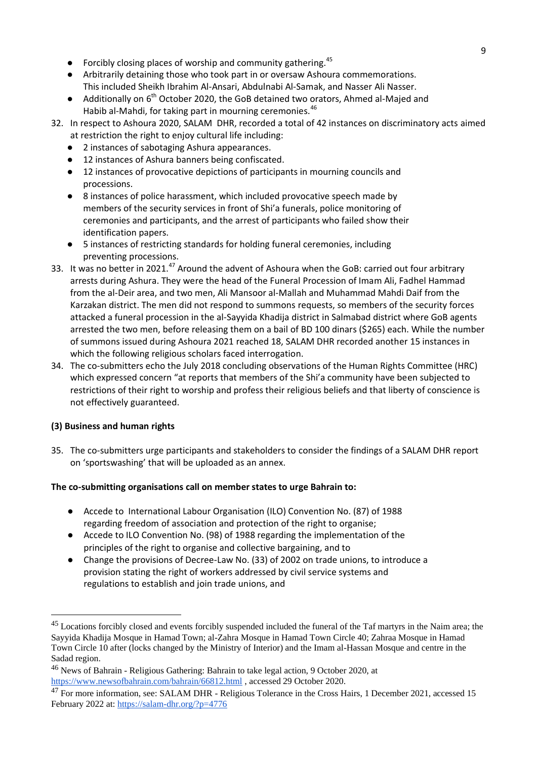- Forcibly closing places of worship and community gathering.[45]
- Arbitrarily detaining those who took part in or oversaw Ashoura commemorations. This included Sheikh Ibrahim Al-Ansari, Abdulnabi Al-Samak, and Nasser Ali Nasser.
- Additionally on 6th October 2020, the GoB detained two orators, Ahmed al-Majed and Habib al-Mahdi, for taking part in mourning ceremonies.[46]

32. In respect to Ashoura 2020, SALAM DHR, recorded a total of 42 instances on discriminatory acts aimed at restriction the right to enjoy cultural life including:
    - 2 instances of sabotaging Ashura appearances.
    - 12 instances of Ashura banners being confiscated.
    - 12 instances of provocative depictions of participants in mourning councils and processions.
    - 8 instances of police harassment, which included provocative speech made by members of the security services in front of Shi'a funerals, police monitoring of ceremonies and participants, and the arrest of participants who failed show their identification papers.
    - 5 instances of restricting standards for holding funeral ceremonies, including preventing processions.
33. It was no better in 2021.[47] Around the advent of Ashoura when the GoB: carried out four arbitrary arrests during Ashura. They were the head of the Funeral Procession of Imam Ali, Fadhel Hammad from the al-Deir area, and two men, Ali Mansoor al-Mallah and Muhammad Mahdi Daif from the Karzakan district. The men did not respond to summons requests, so members of the security forces attacked a funeral procession in the al-Sayyida Khadija district in Salmabad district where GoB agents arrested the two men, before releasing them on a bail of BD 100 dinars ($265) each. While the number of summons issued during Ashoura 2021 reached 18, SALAM DHR recorded another 15 instances in which the following religious scholars faced interrogation.
34. The co-submitters echo the July 2018 concluding observations of the Human Rights Committee (HRC) which expressed concern "at reports that members of the Shi'a community have been subjected to restrictions of their right to worship and profess their religious beliefs and that liberty of conscience is not effectively guaranteed.

**(3) Business and human rights**

35. The co-submitters urge participants and stakeholders to consider the findings of a SALAM DHR report on 'sportswashing' that will be uploaded as an annex.

**The co-submitting organisations call on member states to urge Bahrain to:**

- Accede to International Labour Organisation (ILO) Convention No. (87) of 1988 regarding freedom of association and protection of the right to organise;
- Accede to ILO Convention No. (98) of 1988 regarding the implementation of the principles of the right to organise and collective bargaining, and to
- Change the provisions of Decree-Law No. (33) of 2002 on trade unions, to introduce a provision stating the right of workers addressed by civil service systems and regulations to establish and join trade unions, and

---

[45] Locations forcibly closed and events forcibly suspended included the funeral of the Taf martyrs in the Naim area; the Sayyida Khadija Mosque in Hamad Town; al-Zahra Mosque in Hamad Town Circle 40; Zahraa Mosque in Hamad Town Circle 10 after (locks changed by the Ministry of Interior) and the Imam al-Hassan Mosque and centre in the Sadad region.

[46] News of Bahrain - Religious Gathering: Bahrain to take legal action, 9 October 2020, at https://www.newsofbahrain.com/bahrain/66812.html , accessed 29 October 2020.

[47] For more information, see: SALAM DHR - Religious Tolerance in the Cross Hairs, 1 December 2021, accessed 15 February 2022 at: https://salam-dhr.org/?p=4776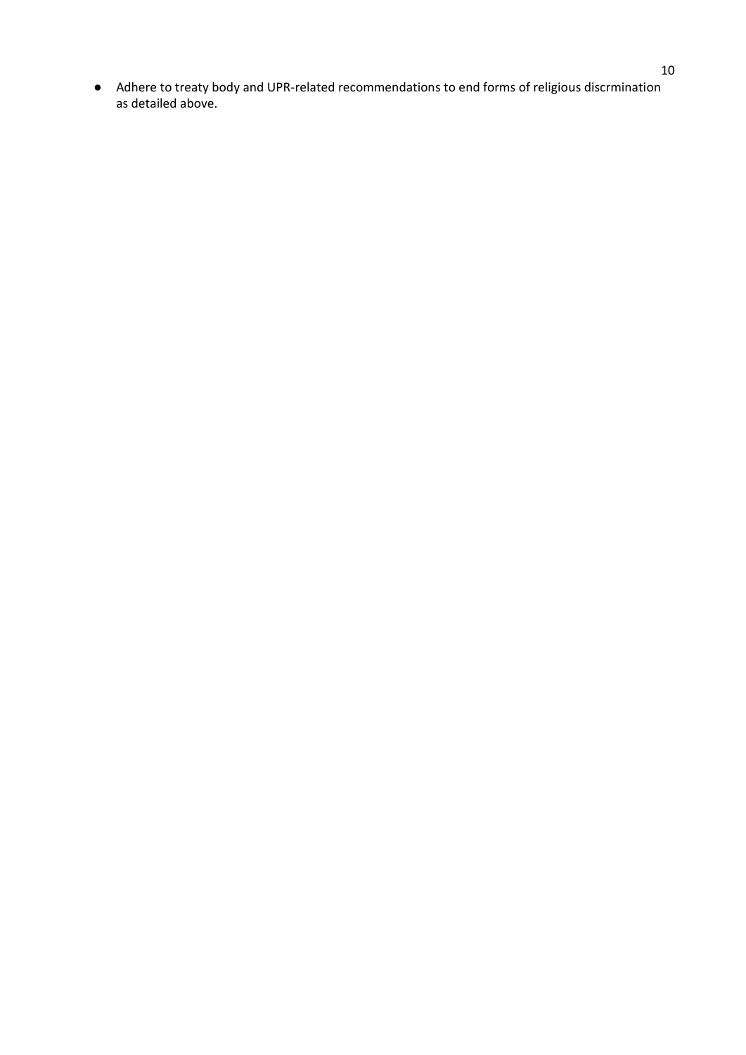- Adhere to treaty body and UPR-related recommendations to end forms of religious discrmination as detailed above.